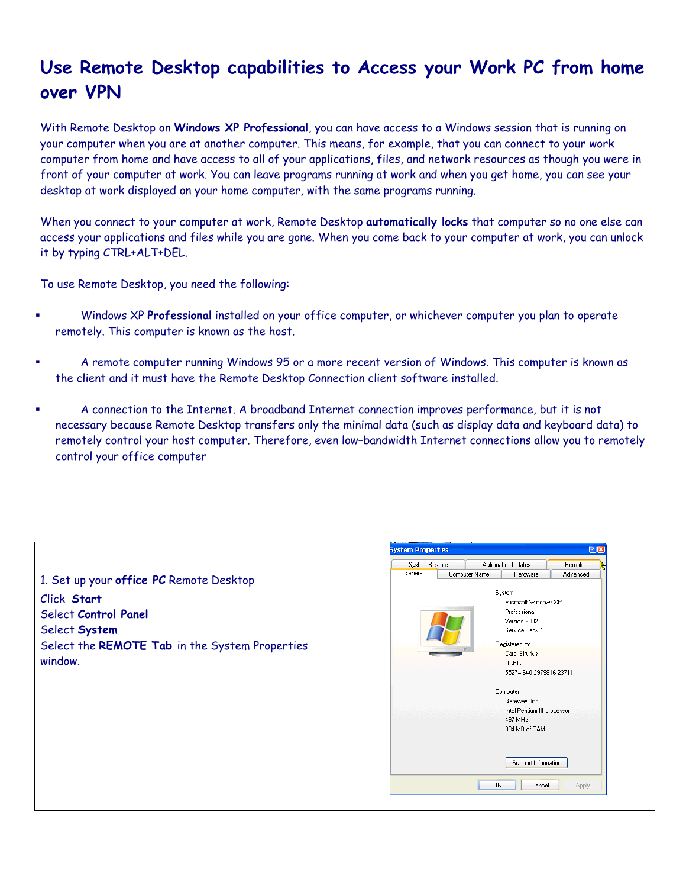# Use Remote Desktop capabilities to Access your Work PC from home over VPN

With Remote Desktop on **Windows XP Professional**, you can have access to a Windows session that is running on your computer when you are at another computer. This means, for example, that you can connect to your work computer from home and have access to all of your applications, files, and network resources as though you were in front of your computer at work. You can leave programs running at work and when you get home, you can see your desktop at work displayed on your home computer, with the same programs running.

When you connect to your computer at work, Remote Desktop **automatically locks** that computer so no one else can access your applications and files while you are gone. When you come back to your computer at work, you can unlock it by typing CTRL+ALT+DEL.

To use Remote Desktop, you need the following:

- Windows XP **Professional** installed on your office computer, or whichever computer you plan to operate remotely. This computer is known as the host.
- A remote computer running Windows 95 or a more recent version of Windows. This computer is known as the client and it must have the Remote Desktop Connection client software installed.
- A connection to the Internet. A broadband Internet connection improves performance, but it is not necessary because Remote Desktop transfers only the minimal data (such as display data and keyboard data) to remotely control your host computer. Therefore, even low-bandwidth Internet connections allow you to remotely control your office computer

| 1. Set up your **office PC** Remote Desktop<br>Click **Start**<br>Select **Control Panel**<br>Select **System**<br>Select the **REMOTE Tab** in the System Properties window. | |
|---|---|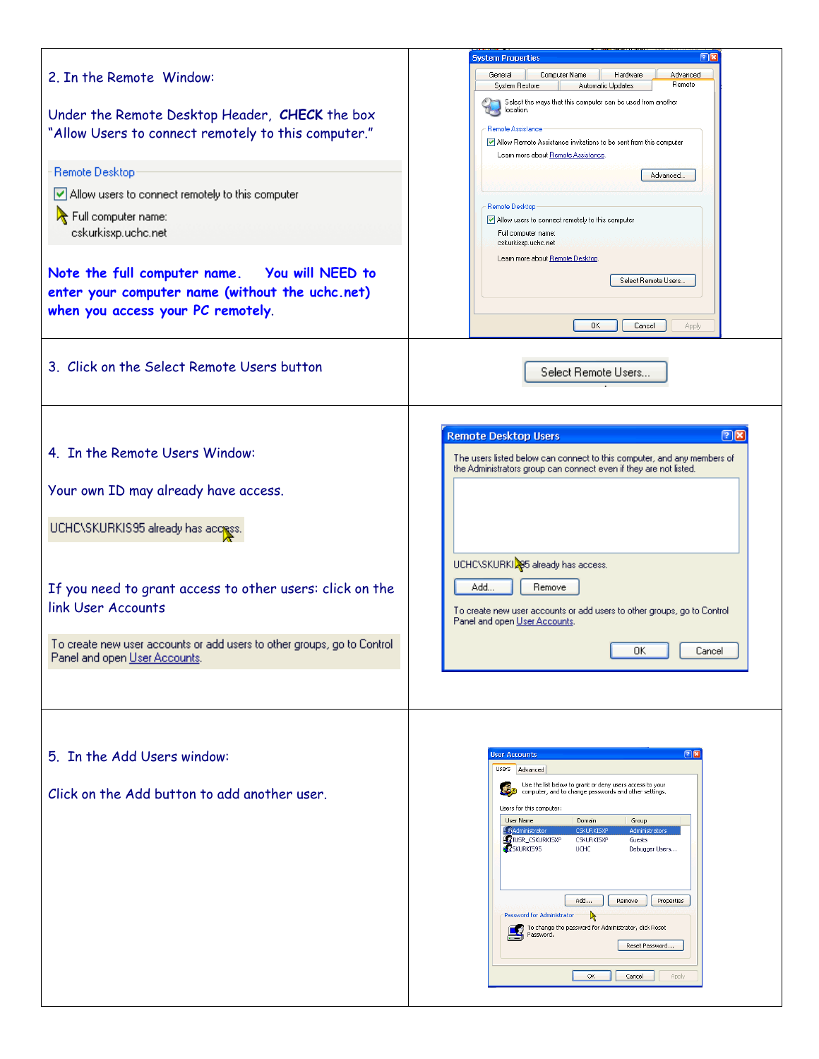2. In the Remote Window:

Under the Remote Desktop Header, **CHECK** the box "Allow Users to connect remotely to this computer."

Remote Desktop

Allow users to connect remotely to this computer

Full computer name:
cskurkisxp.uchc.net

**Note the full computer name. You will NEED to enter your computer name (without the uchc.net) when you access your PC remotely.**

3. Click on the Select Remote Users button

4. In the Remote Users Window:

Your own ID may already have access.

UCHC\SKURKIS95 already has access.

If you need to grant access to other users: click on the link User Accounts

To create new user accounts or add users to other groups, go to Control Panel and open User Accounts.

5. In the Add Users window:

Click on the Add button to add another user.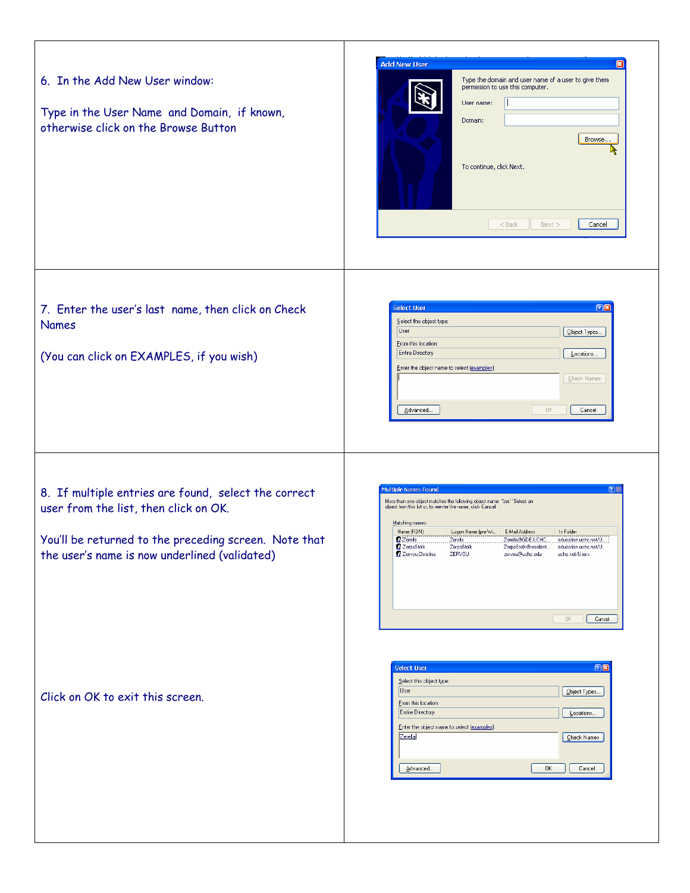6. In the Add New User window:

Type in the User Name and Domain, if known, otherwise click on the Browse Button

7. Enter the user's last name, then click on Check Names

(You can click on EXAMPLES, if you wish)

8. If multiple entries are found, select the correct user from the list, then click on OK.

You'll be returned to the preceding screen. Note that the user's name is now underlined (validated)

Click on OK to exit this screen.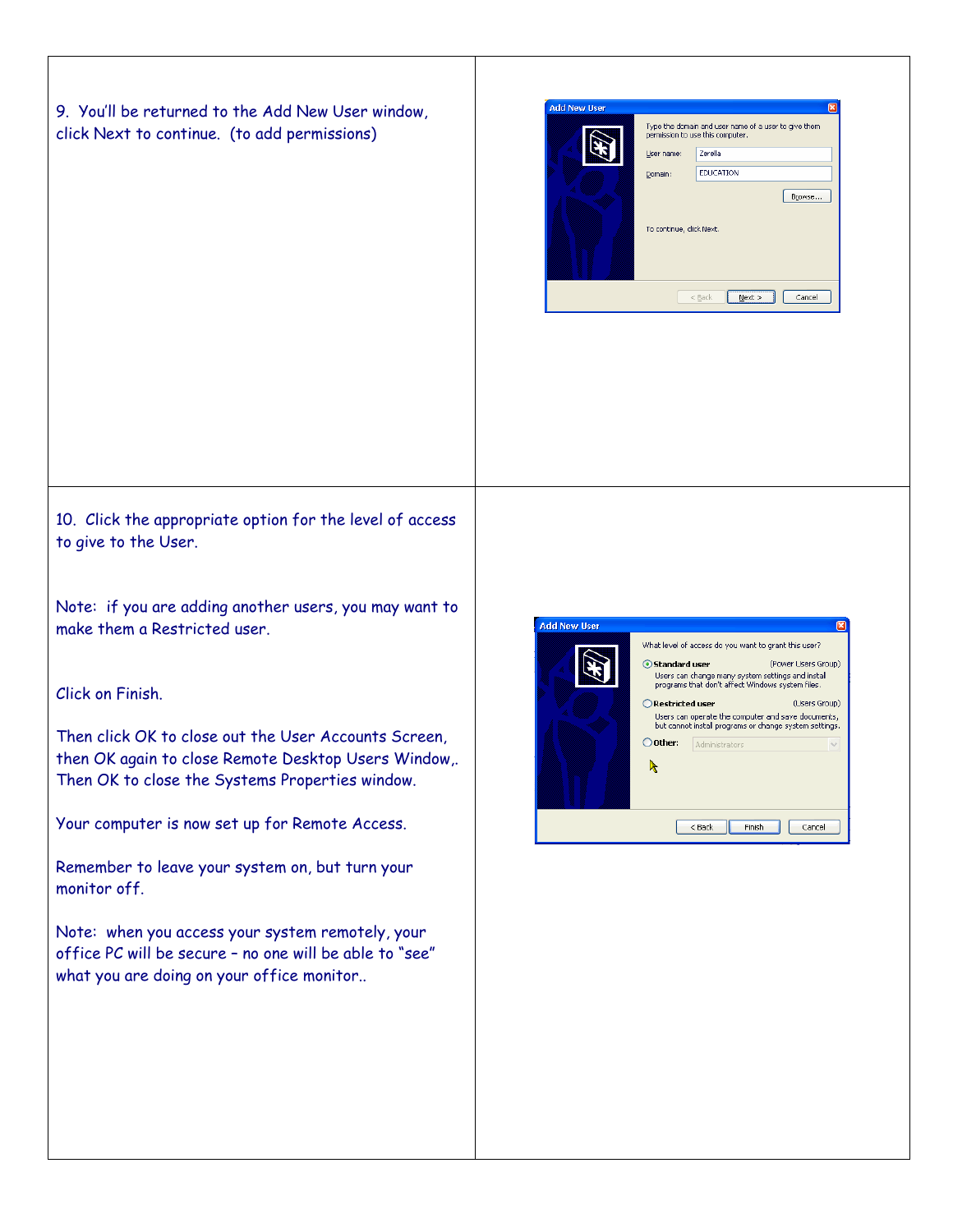9. You'll be returned to the Add New User window, click Next to continue. (to add permissions)

10. Click the appropriate option for the level of access to give to the User.

Note: if you are adding another users, you may want to make them a Restricted user.

Click on Finish.

Then click OK to close out the User Accounts Screen, then OK again to close Remote Desktop Users Window,. Then OK to close the Systems Properties window.

Your computer is now set up for Remote Access.

Remember to leave your system on, but turn your monitor off.

Note: when you access your system remotely, your office PC will be secure – no one will be able to "see" what you are doing on your office monitor..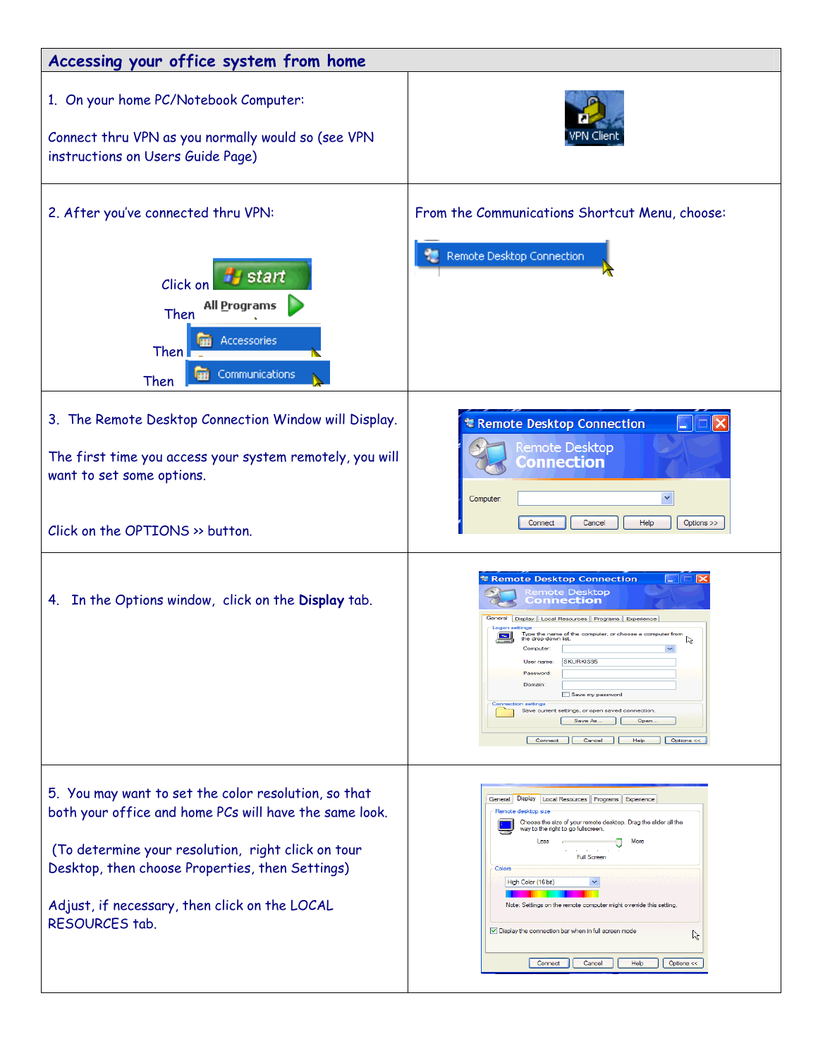## Accessing your office system from home

| | |
|---|---|
| 1. On your home PC/Notebook Computer:<br><br>Connect thru VPN as you normally would so (see VPN instructions on Users Guide Page) | VPN Client |
| 2. After you've connected thru VPN:<br><br>Click on start<br>Then All Programs<br>Then Accessories<br>Then Communications | From the Communications Shortcut Menu, choose:<br><br>Remote Desktop Connection |
| 3. The Remote Desktop Connection Window will Display.<br><br>The first time you access your system remotely, you will want to set some options.<br><br>Click on the OPTIONS >> button. | |
| 4. In the Options window, click on the **Display** tab. | |
| 5. You may want to set the color resolution, so that both your office and home PCs will have the same look.<br><br>(To determine your resolution, right click on tour Desktop, then choose Properties, then Settings)<br><br>Adjust, if necessary, then click on the LOCAL RESOURCES tab. | |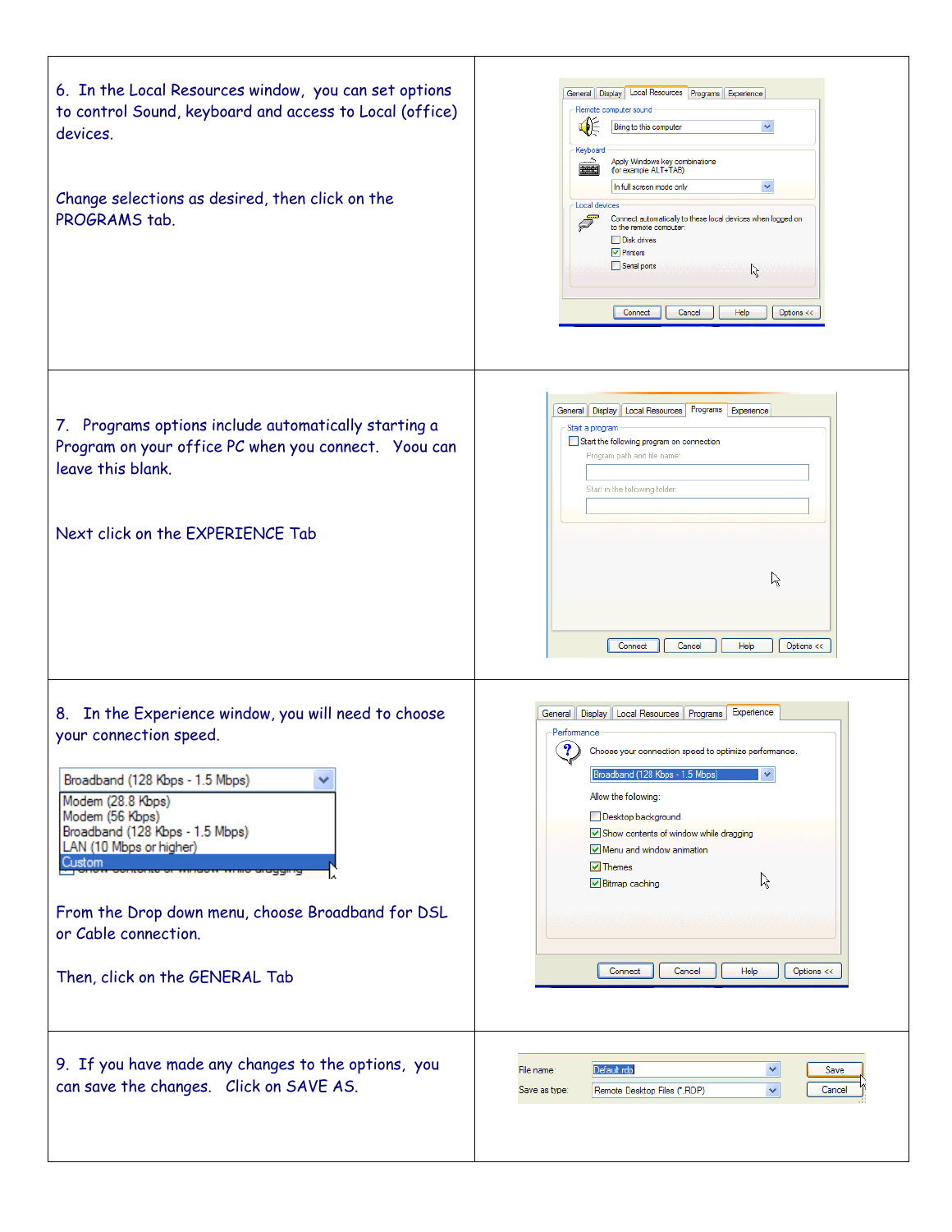6. In the Local Resources window, you can set options to control Sound, keyboard and access to Local (office) devices.

Change selections as desired, then click on the PROGRAMS tab.

7. Programs options include automatically starting a Program on your office PC when you connect. Yoou can leave this blank.

Next click on the EXPERIENCE Tab

8. In the Experience window, you will need to choose your connection speed.

From the Drop down menu, choose Broadband for DSL or Cable connection.

Then, click on the GENERAL Tab

9. If you have made any changes to the options, you can save the changes. Click on SAVE AS.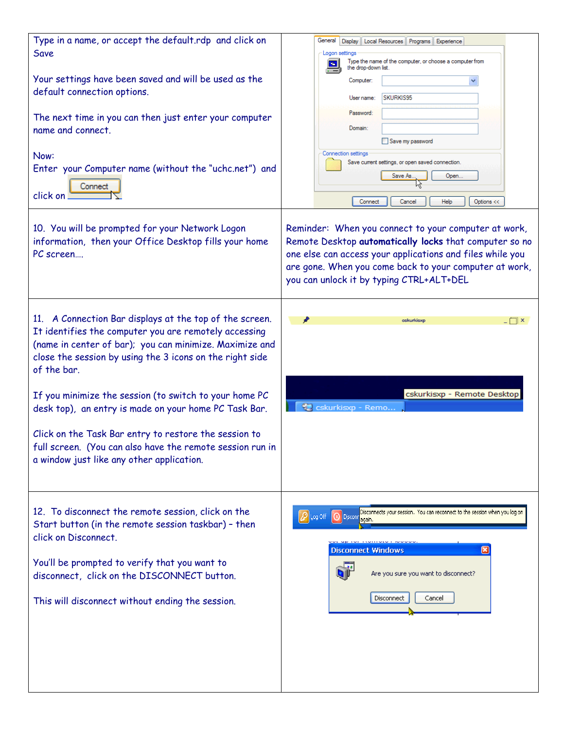Type in a name, or accept the default.rdp and click on Save

Your settings have been saved and will be used as the default connection options.

The next time in you can then just enter your computer name and connect.

Now:
Enter your Computer name (without the "uchc.net") and click on Connect

10. You will be prompted for your Network Logon information, then your Office Desktop fills your home PC screen….

Reminder: When you connect to your computer at work, Remote Desktop **automatically locks** that computer so no one else can access your applications and files while you are gone. When you come back to your computer at work, you can unlock it by typing CTRL+ALT+DEL

11. A Connection Bar displays at the top of the screen. It identifies the computer you are remotely accessing (name in center of bar); you can minimize. Maximize and close the session by using the 3 icons on the right side of the bar.

If you minimize the session (to switch to your home PC desk top), an entry is made on your home PC Task Bar.

Click on the Task Bar entry to restore the session to full screen. (You can also have the remote session run in a window just like any other application.

12. To disconnect the remote session, click on the Start button (in the remote session taskbar) – then click on Disconnect.

You'll be prompted to verify that you want to disconnect, click on the DISCONNECT button.

This will disconnect without ending the session.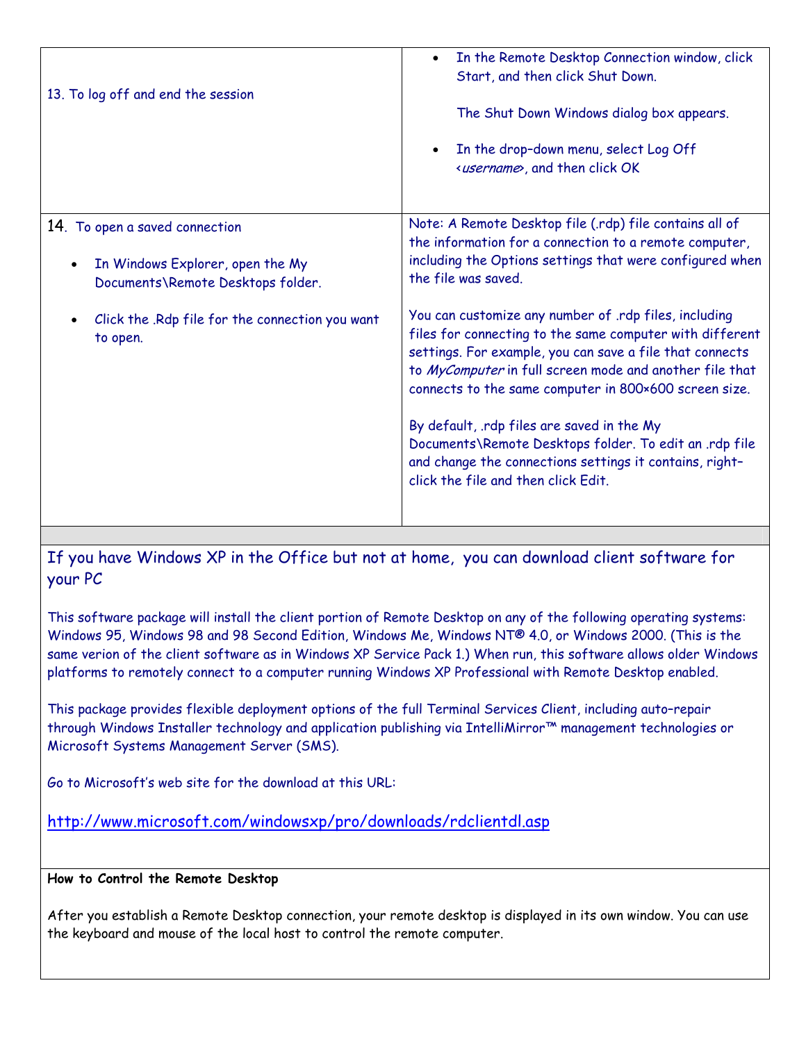| | |
|---|---|
| 13. To log off and end the session | • In the Remote Desktop Connection window, click Start, and then click Shut Down.<br><br>The Shut Down Windows dialog box appears.<br><br>• In the drop-down menu, select Log Off <*username*>, and then click OK |
| 14. To open a saved connection<br><br>• In Windows Explorer, open the My Documents\Remote Desktops folder.<br><br>• Click the .Rdp file for the connection you want to open. | Note: A Remote Desktop file (.rdp) file contains all of the information for a connection to a remote computer, including the Options settings that were configured when the file was saved.<br><br>You can customize any number of .rdp files, including files for connecting to the same computer with different settings. For example, you can save a file that connects to *MyComputer* in full screen mode and another file that connects to the same computer in 800×600 screen size.<br><br>By default, .rdp files are saved in the My Documents\Remote Desktops folder. To edit an .rdp file and change the connections settings it contains, right-click the file and then click Edit. |

## If you have Windows XP in the Office but not at home, you can download client software for your PC

This software package will install the client portion of Remote Desktop on any of the following operating systems: Windows 95, Windows 98 and 98 Second Edition, Windows Me, Windows NT® 4.0, or Windows 2000. (This is the same verion of the client software as in Windows XP Service Pack 1.) When run, this software allows older Windows platforms to remotely connect to a computer running Windows XP Professional with Remote Desktop enabled.

This package provides flexible deployment options of the full Terminal Services Client, including auto-repair through Windows Installer technology and application publishing via IntelliMirror™ management technologies or Microsoft Systems Management Server (SMS).

Go to Microsoft's web site for the download at this URL:

http://www.microsoft.com/windowsxp/pro/downloads/rdclientdl.asp

**How to Control the Remote Desktop**

After you establish a Remote Desktop connection, your remote desktop is displayed in its own window. You can use the keyboard and mouse of the local host to control the remote computer.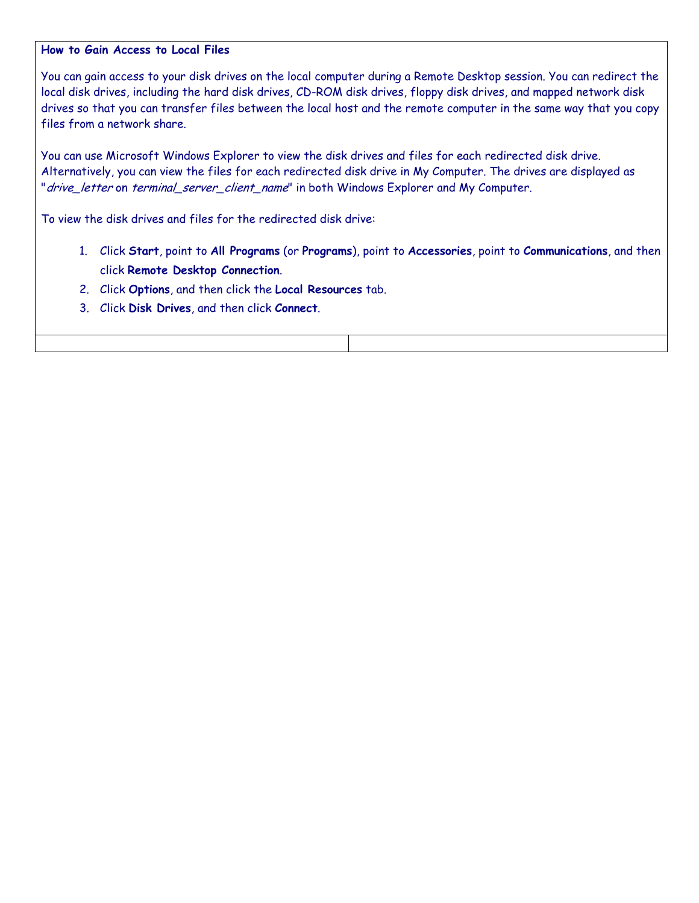**How to Gain Access to Local Files**

You can gain access to your disk drives on the local computer during a Remote Desktop session. You can redirect the local disk drives, including the hard disk drives, CD-ROM disk drives, floppy disk drives, and mapped network disk drives so that you can transfer files between the local host and the remote computer in the same way that you copy files from a network share.

You can use Microsoft Windows Explorer to view the disk drives and files for each redirected disk drive. Alternatively, you can view the files for each redirected disk drive in My Computer. The drives are displayed as "*drive_letter* on *terminal_server_client_name*" in both Windows Explorer and My Computer.

To view the disk drives and files for the redirected disk drive:

1. Click **Start**, point to **All Programs** (or **Programs**), point to **Accessories**, point to **Communications**, and then click **Remote Desktop Connection**.
2. Click **Options**, and then click the **Local Resources** tab.
3. Click **Disk Drives**, and then click **Connect**.